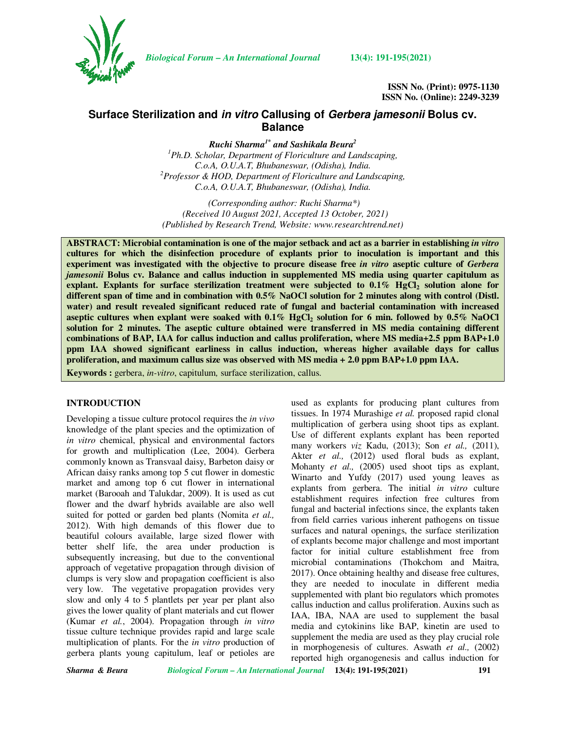ISSN No. (Print): 0975-1130
ISSN No. (Online): 2249-3239

# Surface Sterilization and *in vitro* Callusing of *Gerbera jamesonii* Bolus cv. Balance

***Ruchi Sharma[1*] and Sashikala Beura[2]***

[1]*Ph.D. Scholar, Department of Floriculture and Landscaping, C.o.A, O.U.A.T, Bhubaneswar, (Odisha), India.*
[2]*Professor & HOD, Department of Floriculture and Landscaping, C.o.A, O.U.A.T, Bhubaneswar, (Odisha), India.*

*(Corresponding author: Ruchi Sharma\*)*
*(Received 10 August 2021, Accepted 13 October, 2021)*
*(Published by Research Trend, Website: www.researchtrend.net)*

**ABSTRACT: Microbial contamination is one of the major setback and act as a barrier in establishing *in vitro* cultures for which the disinfection procedure of explants prior to inoculation is important and this experiment was investigated with the objective to procure disease free *in vitro* aseptic culture of *Gerbera jamesonii* Bolus cv. Balance and callus induction in supplemented MS media using quarter capitulum as explant. Explants for surface sterilization treatment were subjected to 0.1% $HgCl_2$ solution alone for different span of time and in combination with 0.5% NaOCl solution for 2 minutes along with control (Distl. water) and result revealed significant reduced rate of fungal and bacterial contamination with increased aseptic cultures when explant were soaked with 0.1% $HgCl_2$ solution for 6 min. followed by 0.5% NaOCl solution for 2 minutes. The aseptic culture obtained were transferred in MS media containing different combinations of BAP, IAA for callus induction and callus proliferation, where MS media+2.5 ppm BAP+1.0 ppm IAA showed significant earliness in callus induction, whereas higher available days for callus proliferation, and maximum callus size was observed with MS media + 2.0 ppm BAP+1.0 ppm IAA.**

**Keywords :** gerbera, *in-vitro*, capitulum, surface sterilization, callus.

## INTRODUCTION

Developing a tissue culture protocol requires the *in vivo* knowledge of the plant species and the optimization of *in vitro* chemical, physical and environmental factors for growth and multiplication (Lee, 2004). Gerbera commonly known as Transvaal daisy, Barbeton daisy or African daisy ranks among top 5 cut flower in domestic market and among top 6 cut flower in international market (Barooah and Talukdar, 2009). It is used as cut flower and the dwarf hybrids available are also well suited for potted or garden bed plants (Nomita *et al.,* 2012). With high demands of this flower due to beautiful colours available, large sized flower with better shelf life, the area under production is subsequently increasing, but due to the conventional approach of vegetative propagation through division of clumps is very slow and propagation coefficient is also very low. The vegetative propagation provides very slow and only 4 to 5 plantlets per year per plant also gives the lower quality of plant materials and cut flower (Kumar *et al.*, 2004). Propagation through *in vitro* tissue culture technique provides rapid and large scale multiplication of plants. For the *in vitro* production of gerbera plants young capitulum, leaf or petioles are used as explants for producing plant cultures from tissues. In 1974 Murashige *et al.* proposed rapid clonal multiplication of gerbera using shoot tips as explant. Use of different explants explant has been reported many workers *viz* Kadu, (2013); Son *et al.,* (2011), Akter *et al.,* (2012) used floral buds as explant, Mohanty *et al.,* (2005) used shoot tips as explant, Winarto and Yufdy (2017) used young leaves as explants from gerbera. The initial *in vitro* culture establishment requires infection free cultures from fungal and bacterial infections since, the explants taken from field carries various inherent pathogens on tissue surfaces and natural openings, the surface sterilization of explants become major challenge and most important factor for initial culture establishment free from microbial contaminations (Thokchom and Maitra, 2017). Once obtaining healthy and disease free cultures, they are needed to inoculate in different media supplemented with plant bio regulators which promotes callus induction and callus proliferation. Auxins such as IAA, IBA, NAA are used to supplement the basal media and cytokinins like BAP, kinetin are used to supplement the media are used as they play crucial role in morphogenesis of cultures. Aswath *et al.,* (2002) reported high organogenesis and callus induction for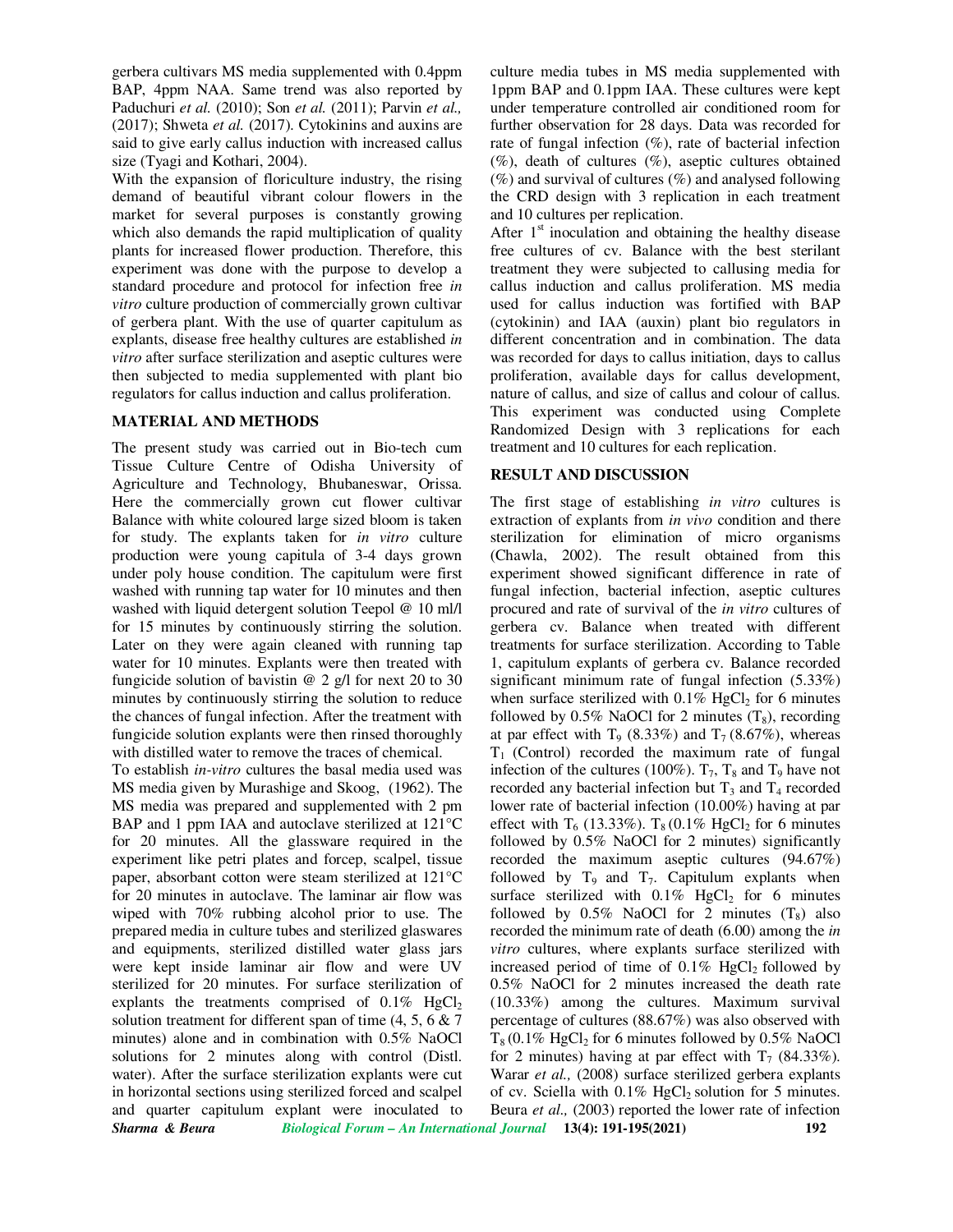gerbera cultivars MS media supplemented with 0.4ppm BAP, 4ppm NAA. Same trend was also reported by Paduchuri *et al.* (2010); Son *et al.* (2011); Parvin *et al.,* (2017); Shweta *et al.* (2017). Cytokinins and auxins are said to give early callus induction with increased callus size (Tyagi and Kothari, 2004).

With the expansion of floriculture industry, the rising demand of beautiful vibrant colour flowers in the market for several purposes is constantly growing which also demands the rapid multiplication of quality plants for increased flower production. Therefore, this experiment was done with the purpose to develop a standard procedure and protocol for infection free *in vitro* culture production of commercially grown cultivar of gerbera plant. With the use of quarter capitulum as explants, disease free healthy cultures are established *in vitro* after surface sterilization and aseptic cultures were then subjected to media supplemented with plant bio regulators for callus induction and callus proliferation.

## MATERIAL AND METHODS

The present study was carried out in Bio-tech cum Tissue Culture Centre of Odisha University of Agriculture and Technology, Bhubaneswar, Orissa. Here the commercially grown cut flower cultivar Balance with white coloured large sized bloom is taken for study. The explants taken for *in vitro* culture production were young capitula of 3-4 days grown under poly house condition. The capitulum were first washed with running tap water for 10 minutes and then washed with liquid detergent solution Teepol @ 10 ml/l for 15 minutes by continuously stirring the solution. Later on they were again cleaned with running tap water for 10 minutes. Explants were then treated with fungicide solution of bavistin @ 2 g/l for next 20 to 30 minutes by continuously stirring the solution to reduce the chances of fungal infection. After the treatment with fungicide solution explants were then rinsed thoroughly with distilled water to remove the traces of chemical.

To establish *in-vitro* cultures the basal media used was MS media given by Murashige and Skoog, (1962). The MS media was prepared and supplemented with 2 pm BAP and 1 ppm IAA and autoclave sterilized at 121°C for 20 minutes. All the glassware required in the experiment like petri plates and forcep, scalpel, tissue paper, absorbant cotton were steam sterilized at 121°C for 20 minutes in autoclave. The laminar air flow was wiped with 70% rubbing alcohol prior to use. The prepared media in culture tubes and sterilized glaswares and equipments, sterilized distilled water glass jars were kept inside laminar air flow and were UV sterilized for 20 minutes. For surface sterilization of explants the treatments comprised of 0.1% $HgCl_2$ solution treatment for different span of time (4, 5, 6 & 7 minutes) alone and in combination with 0.5% NaOCl solutions for 2 minutes along with control (Distl. water). After the surface sterilization explants were cut in horizontal sections using sterilized forced and scalpel and quarter capitulum explant were inoculated to culture media tubes in MS media supplemented with 1ppm BAP and 0.1ppm IAA. These cultures were kept under temperature controlled air conditioned room for further observation for 28 days. Data was recorded for rate of fungal infection (%), rate of bacterial infection (%), death of cultures (%), aseptic cultures obtained (%) and survival of cultures (%) and analysed following the CRD design with 3 replication in each treatment and 10 cultures per replication.

After 1[st] inoculation and obtaining the healthy disease free cultures of cv. Balance with the best sterilant treatment they were subjected to callusing media for callus induction and callus proliferation. MS media used for callus induction was fortified with BAP (cytokinin) and IAA (auxin) plant bio regulators in different concentration and in combination. The data was recorded for days to callus initiation, days to callus proliferation, available days for callus development, nature of callus, and size of callus and colour of callus. This experiment was conducted using Complete Randomized Design with 3 replications for each treatment and 10 cultures for each replication.

## RESULT AND DISCUSSION

The first stage of establishing *in vitro* cultures is extraction of explants from *in vivo* condition and there sterilization for elimination of micro organisms (Chawla, 2002). The result obtained from this experiment showed significant difference in rate of fungal infection, bacterial infection, aseptic cultures procured and rate of survival of the *in vitro* cultures of gerbera cv. Balance when treated with different treatments for surface sterilization. According to Table 1, capitulum explants of gerbera cv. Balance recorded significant minimum rate of fungal infection (5.33%) when surface sterilized with 0.1% $HgCl_2$ for 6 minutes followed by 0.5% NaOCl for 2 minutes ($T_8$), recording at par effect with $T_9$ (8.33%) and $T_7$ (8.67%), whereas $T_1$ (Control) recorded the maximum rate of fungal infection of the cultures (100%). $T_7$, $T_8$ and $T_9$ have not recorded any bacterial infection but $T_3$ and $T_4$ recorded lower rate of bacterial infection (10.00%) having at par effect with $T_6$ (13.33%). $T_8$ (0.1% $HgCl_2$ for 6 minutes followed by 0.5% NaOCl for 2 minutes) significantly recorded the maximum aseptic cultures (94.67%) followed by $T_9$ and $T_7$. Capitulum explants when surface sterilized with 0.1% $HgCl_2$ for 6 minutes followed by 0.5% NaOCl for 2 minutes ($T_8$) also recorded the minimum rate of death (6.00) among the *in vitro* cultures, where explants surface sterilized with increased period of time of 0.1% $HgCl_2$ followed by 0.5% NaOCl for 2 minutes increased the death rate (10.33%) among the cultures. Maximum survival percentage of cultures (88.67%) was also observed with $T_8$ (0.1% $HgCl_2$ for 6 minutes followed by 0.5% NaOCl for 2 minutes) having at par effect with $T_7$ (84.33%). Warar *et al.,* (2008) surface sterilized gerbera explants of cv. Sciella with 0.1% $HgCl_2$ solution for 5 minutes. Beura *et al.,* (2003) reported the lower rate of infection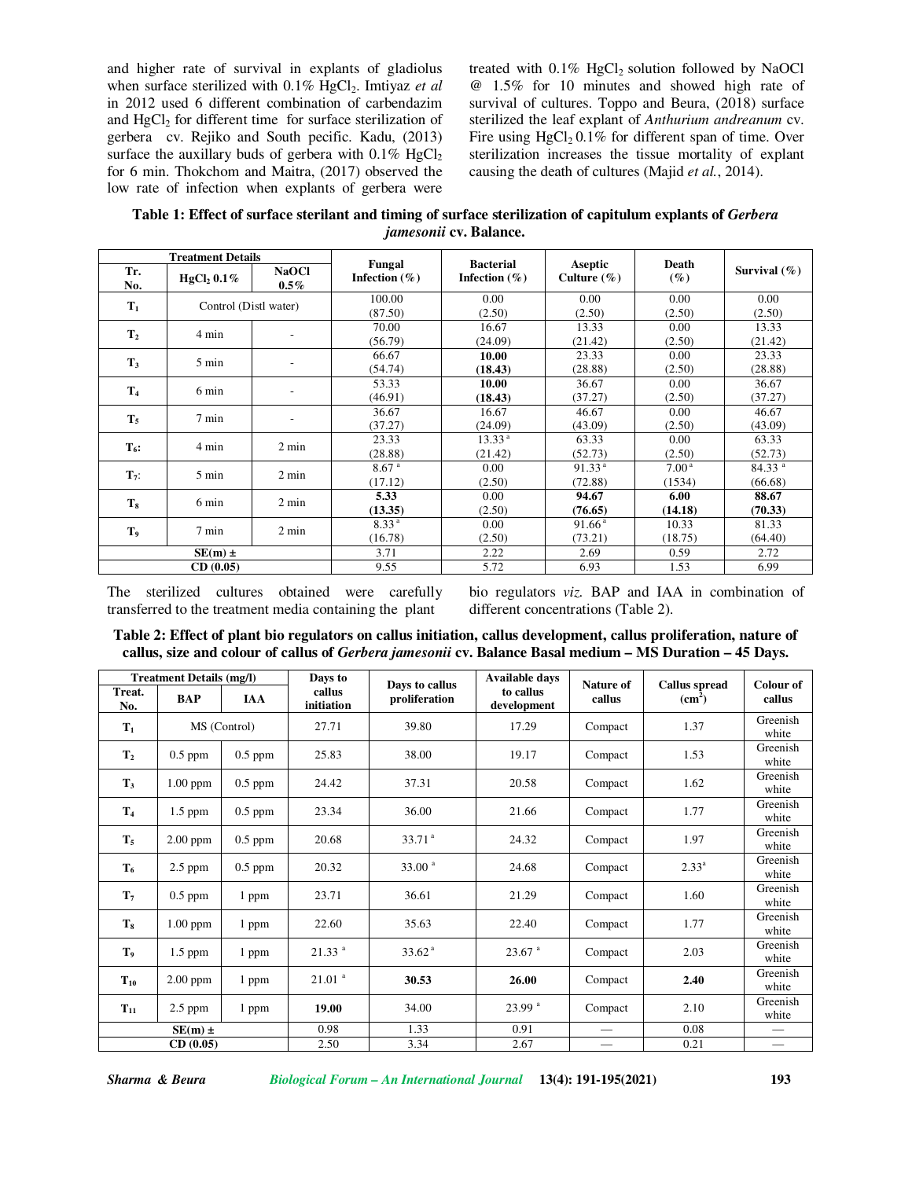and higher rate of survival in explants of gladiolus when surface sterilized with 0.1% $HgCl_2$. Imtiyaz *et al* in 2012 used 6 different combination of carbendazim and $HgCl_2$ for different time for surface sterilization of gerbera cv. Rejiko and South pecific. Kadu, (2013) surface the auxillary buds of gerbera with 0.1% $HgCl_2$ for 6 min. Thokchom and Maitra, (2017) observed the low rate of infection when explants of gerbera were treated with 0.1% $HgCl_2$ solution followed by NaOCl @ 1.5% for 10 minutes and showed high rate of survival of cultures. Toppo and Beura, (2018) surface sterilized the leaf explant of *Anthurium andreanum* cv. Fire using $HgCl_2$ 0.1% for different span of time. Over sterilization increases the tissue mortality of explant causing the death of cultures (Majid *et al.*, 2014).

**Table 1: Effect of surface sterilant and timing of surface sterilization of capitulum explants of *Gerbera jamesonii* cv. Balance.**

| Treatment Details | | | Fungal Infection (%) | Bacterial Infection (%) | Aseptic Culture (%) | Death (%) | Survival (%) |
|---|---|---|---|---|---|---|---|
| Tr. No. | $HgCl_2$ 0.1% | NaOCl 0.5% | | | | | |
| $T_1$ | Control (Distl water) | | 100.00 (87.50) | 0.00 (2.50) | 0.00 (2.50) | 0.00 (2.50) | 0.00 (2.50) |
| $T_2$ | 4 min | - | 70.00 (56.79) | 16.67 (24.09) | 13.33 (21.42) | 0.00 (2.50) | 13.33 (21.42) |
| $T_3$ | 5 min | - | 66.67 (54.74) | **10.00 (18.43)** | 23.33 (28.88) | 0.00 (2.50) | 23.33 (28.88) |
| $T_4$ | 6 min | - | 53.33 (46.91) | **10.00 (18.43)** | 36.67 (37.27) | 0.00 (2.50) | 36.67 (37.27) |
| $T_5$ | 7 min | - | 36.67 (37.27) | 16.67 (24.09) | 46.67 (43.09) | 0.00 (2.50) | 46.67 (43.09) |
| $T_6$: | 4 min | 2 min | 23.33 (28.88) | 13.33 [a] (21.42) | 63.33 (52.73) | 0.00 (2.50) | 63.33 (52.73) |
| $T_7$: | 5 min | 2 min | 8.67 [a] (17.12) | 0.00 (2.50) | 91.33 [a] (72.88) | 7.00 [a] (1534) | 84.33 [a] (66.68) |
| $T_8$ | 6 min | 2 min | **5.33 (13.35)** | 0.00 (2.50) | **94.67 (76.65)** | **6.00 (14.18)** | **88.67 (70.33)** |
| $T_9$ | 7 min | 2 min | 8.33 [a] (16.78) | 0.00 (2.50) | 91.66 [a] (73.21) | 10.33 (18.75) | 81.33 (64.40) |
| SE(m) ± | | | 3.71 | 2.22 | 2.69 | 0.59 | 2.72 |
| CD (0.05) | | | 9.55 | 5.72 | 6.93 | 1.53 | 6.99 |

The sterilized cultures obtained were carefully transferred to the treatment media containing the plant bio regulators *viz.* BAP and IAA in combination of different concentrations (Table 2).

**Table 2: Effect of plant bio regulators on callus initiation, callus development, callus proliferation, nature of callus, size and colour of callus of *Gerbera jamesonii* cv. Balance Basal medium – MS Duration – 45 Days.**

| Treatment Details (mg/l) | | | Days to callus initiation | Days to callus proliferation | Available days to callus development | Nature of callus | Callus spread ($cm^2$) | Colour of callus |
|---|---|---|---|---|---|---|---|---|
| Treat. No. | BAP | IAA | | | | | | |
| $T_1$ | MS (Control) | | 27.71 | 39.80 | 17.29 | Compact | 1.37 | Greenish white |
| $T_2$ | 0.5 ppm | 0.5 ppm | 25.83 | 38.00 | 19.17 | Compact | 1.53 | Greenish white |
| $T_3$ | 1.00 ppm | 0.5 ppm | 24.42 | 37.31 | 20.58 | Compact | 1.62 | Greenish white |
| $T_4$ | 1.5 ppm | 0.5 ppm | 23.34 | 36.00 | 21.66 | Compact | 1.77 | Greenish white |
| $T_5$ | 2.00 ppm | 0.5 ppm | 20.68 | 33.71 [a] | 24.32 | Compact | 1.97 | Greenish white |
| $T_6$ | 2.5 ppm | 0.5 ppm | 20.32 | 33.00 [a] | 24.68 | Compact | 2.33 [a] | Greenish white |
| $T_7$ | 0.5 ppm | 1 ppm | 23.71 | 36.61 | 21.29 | Compact | 1.60 | Greenish white |
| $T_8$ | 1.00 ppm | 1 ppm | 22.60 | 35.63 | 22.40 | Compact | 1.77 | Greenish white |
| $T_9$ | 1.5 ppm | 1 ppm | 21.33 [a] | 33.62 [a] | 23.67 [a] | Compact | 2.03 | Greenish white |
| $T_{10}$ | 2.00 ppm | 1 ppm | 21.01 [a] | **30.53** | **26.00** | Compact | **2.40** | Greenish white |
| $T_{11}$ | 2.5 ppm | 1 ppm | **19.00** | 34.00 | 23.99 [a] | Compact | 2.10 | Greenish white |
| SE(m) ± | | | 0.98 | 1.33 | 0.91 | — | 0.08 | — |
| CD (0.05) | | | 2.50 | 3.34 | 2.67 | — | 0.21 | — |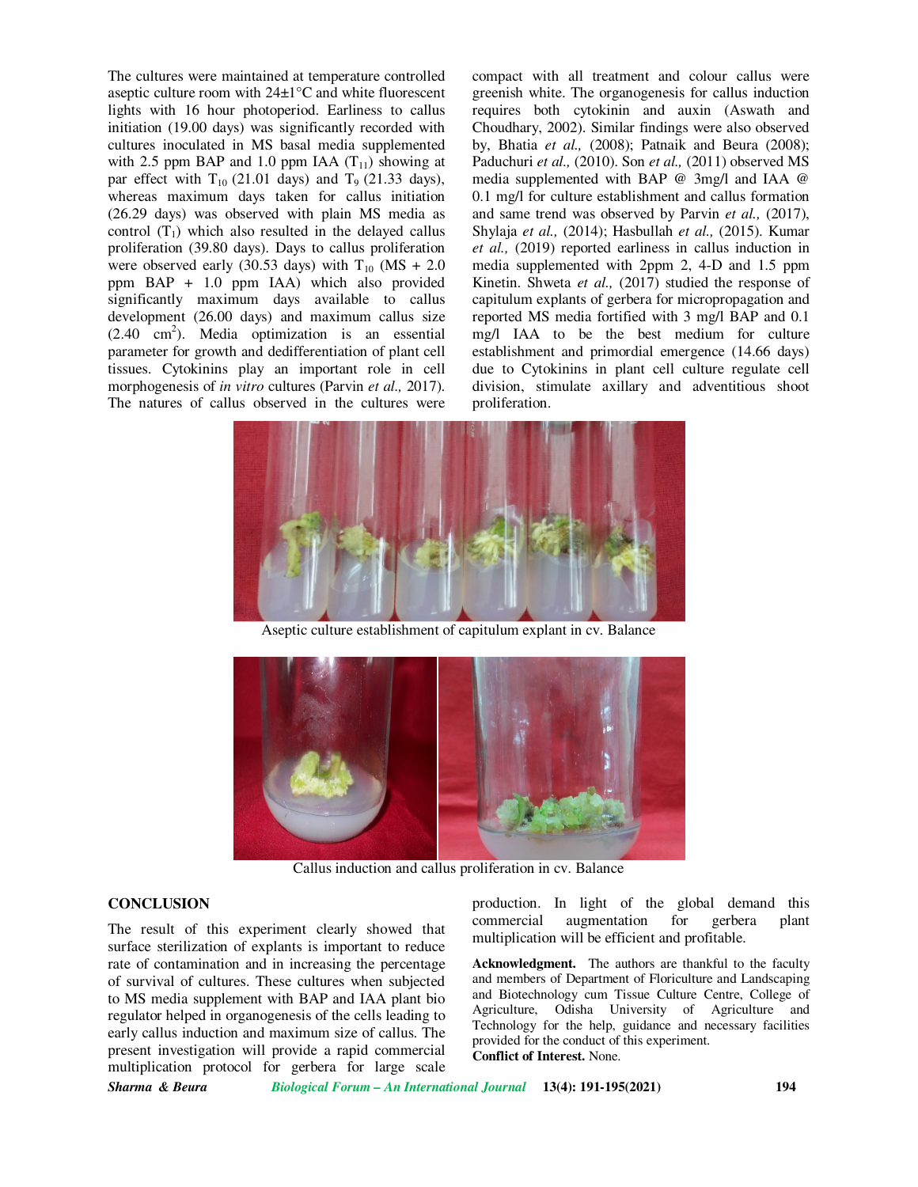The cultures were maintained at temperature controlled aseptic culture room with 24±1°C and white fluorescent lights with 16 hour photoperiod. Earliness to callus initiation (19.00 days) was significantly recorded with cultures inoculated in MS basal media supplemented with 2.5 ppm BAP and 1.0 ppm IAA ($T_{11}$) showing at par effect with $T_{10}$ (21.01 days) and $T_9$ (21.33 days), whereas maximum days taken for callus initiation (26.29 days) was observed with plain MS media as control ($T_1$) which also resulted in the delayed callus proliferation (39.80 days). Days to callus proliferation were observed early (30.53 days) with $T_{10}$ (MS + 2.0 ppm BAP + 1.0 ppm IAA) which also provided significantly maximum days available to callus development (26.00 days) and maximum callus size (2.40 $cm^2$). Media optimization is an essential parameter for growth and dedifferentiation of plant cell tissues. Cytokinins play an important role in cell morphogenesis of *in vitro* cultures (Parvin *et al.,* 2017). The natures of callus observed in the cultures were compact with all treatment and colour callus were greenish white. The organogenesis for callus induction requires both cytokinin and auxin (Aswath and Choudhary, 2002). Similar findings were also observed by, Bhatia *et al.,* (2008); Patnaik and Beura (2008); Paduchuri *et al.,* (2010). Son *et al.,* (2011) observed MS media supplemented with BAP @ 3mg/l and IAA @ 0.1 mg/l for culture establishment and callus formation and same trend was observed by Parvin *et al.,* (2017), Shylaja *et al.,* (2014); Hasbullah *et al.,* (2015). Kumar *et al.,* (2019) reported earliness in callus induction in media supplemented with 2ppm 2, 4-D and 1.5 ppm Kinetin. Shweta *et al.,* (2017) studied the response of capitulum explants of gerbera for micropropagation and reported MS media fortified with 3 mg/l BAP and 0.1 mg/l IAA to be the best medium for culture establishment and primordial emergence (14.66 days) due to Cytokinins in plant cell culture regulate cell division, stimulate axillary and adventitious shoot proliferation.

Aseptic culture establishment of capitulum explant in cv. Balance

Callus induction and callus proliferation in cv. Balance

## CONCLUSION

The result of this experiment clearly showed that surface sterilization of explants is important to reduce rate of contamination and in increasing the percentage of survival of cultures. These cultures when subjected to MS media supplement with BAP and IAA plant bio regulator helped in organogenesis of the cells leading to early callus induction and maximum size of callus. The present investigation will provide a rapid commercial multiplication protocol for gerbera for large scale production. In light of the global demand this commercial augmentation for gerbera plant multiplication will be efficient and profitable.

**Acknowledgment.** The authors are thankful to the faculty and members of Department of Floriculture and Landscaping and Biotechnology cum Tissue Culture Centre, College of Agriculture, Odisha University of Agriculture and Technology for the help, guidance and necessary facilities provided for the conduct of this experiment.

**Conflict of Interest.** None.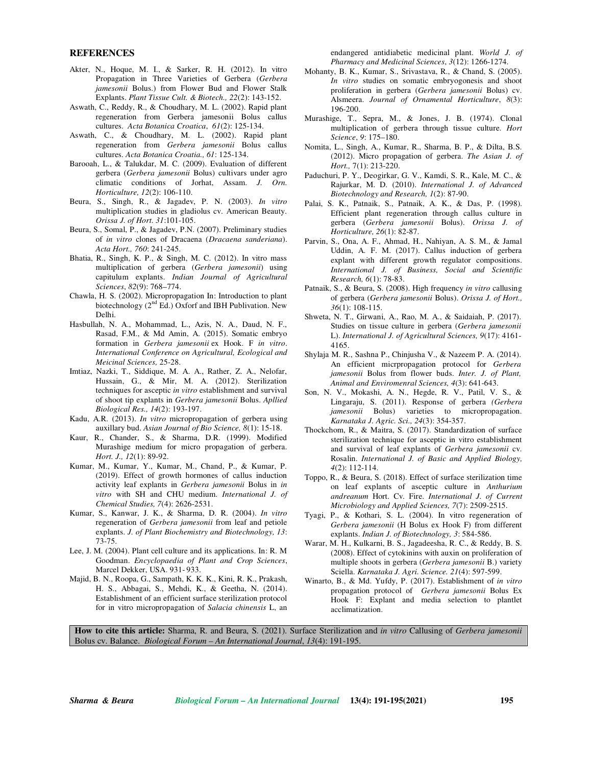## REFERENCES

Akter, N., Hoque, M. I., & Sarker, R. H. (2012). In vitro Propagation in Three Varieties of Gerbera (*Gerbera jamesonii* Bolus.) from Flower Bud and Flower Stalk Explants. *Plant Tissue Cult. & Biotech., 22*(2): 143-152.

Aswath, C., Reddy, R., & Choudhary, M. L. (2002). Rapid plant regeneration from Gerbera jamesonii Bolus callus cultures. *Acta Botanica Croatica*, *61*(2): 125-134.

Aswath, C., & Choudhary, M. L. (2002). Rapid plant regeneration from *Gerbera jamesonii* Bolus callus cultures. *Acta Botanica Croatia., 61*: 125-134.

Barooah, L., & Talukdar, M. C. (2009). Evaluation of different gerbera (*Gerbera jamesonii* Bolus) cultivars under agro climatic conditions of Jorhat, Assam. *J. Orn. Horticulture, 12*(2): 106-110.

Beura, S., Singh, R., & Jagadev, P. N. (2003). *In vitro* multiplication studies in gladiolus cv. American Beauty. *Orissa J. of Hort. 31*:101-105.

Beura, S., Somal, P., & Jagadev, P.N. (2007). Preliminary studies of *in vitro* clones of Dracaena (*Dracaena sanderiana*). *Acta Hort., 760*: 241-245.

Bhatia, R., Singh, K. P., & Singh, M. C. (2012). In vitro mass multiplication of gerbera (*Gerbera jamesonii*) using capitulum explants. *Indian Journal of Agricultural Sciences*, *82*(9): 768–774.

Chawla, H. S. (2002). Micropropagation In: Introduction to plant biotechnology (2nd Ed.) Oxfort and IBH Publivation. New Delhi.

Hasbullah, N. A., Mohammad, L., Azis, N. A., Daud, N. F., Rasad, F.M., & Md Amin, A. (2015). Somatic embryo formation in *Gerbera jamesonii* ex Hook. F *in vitro*. *International Conference on Agricultural, Ecological and Meicinal Sciences,* 25-28.

Imtiaz, Nazki, T., Siddique, M. A. A., Rather, Z. A., Nelofar, Hussain, G., & Mir, M. A. (2012). Sterilization techniques for asceptic *in vitro* establishment and survival of shoot tip explants in *Gerbera jamesonii* Bolus. *Apllied Biological Res., 14*(2): 193-197.

Kadu, A.R. (2013). *In vitro* micropropagation of gerbera using auxillary bud. *Asian Journal of Bio Science, 8*(1): 15-18.

Kaur, R., Chander, S., & Sharma, D.R. (1999). Modified Murashige medium for micro propagation of gerbera. *Hort. J., 12*(1): 89-92.

Kumar, M., Kumar, Y., Kumar, M., Chand, P., & Kumar, P. (2019). Effect of growth hormones of callus induction activity leaf explants in *Gerbera jamesonii* Bolus in *in vitro* with SH and CHU medium. *International J. of Chemical Studies, 7*(4): 2626-2531.

Kumar, S., Kanwar, J. K., & Sharma, D. R. (2004). *In vitro* regeneration of *Gerbera jamesonii* from leaf and petiole explants. *J. of Plant Biochemistry and Biotechnology, 13*: 73-75.

Lee, J. M. (2004). Plant cell culture and its applications. In: R. M Goodman. *Encyclopaedia of Plant and Crop Sciences*, Marcel Dekker, USA. 931- 933.

Majid, B. N., Roopa, G., Sampath, K. K. K., Kini, R. K., Prakash, H. S., Abbagai, S., Mehdi, K., & Geetha, N. (2014). Establishment of an efficient surface sterilization protocol for in vitro micropropagation of *Salacia chinensis* L, an endangered antidiabetic medicinal plant. *World J. of Pharmacy and Medicinal Sciences*, *3*(12): 1266-1274.

Mohanty, B. K., Kumar, S., Srivastava, R., & Chand, S. (2005). *In vitro* studies on somatic embryogonesis and shoot proliferation in gerbera (*Gerbera jamesonii* Bolus) cv. Alsmeera. *Journal of Ornamental Horticulture*, *8*(3): 196-200.

Murashige, T., Sepra, M., & Jones, J. B. (1974). Clonal multiplication of gerbera through tissue culture. *Hort Science*, *9*: 175–180.

Nomita, L., Singh, A., Kumar, R., Sharma, B. P., & Dilta, B.S. (2012). Micro propagation of gerbera. *The Asian J. of Hort.,* 7(1): 213-220.

Paduchuri, P. Y., Deogirkar, G. V., Kamdi, S. R., Kale, M. C., & Rajurkar, M. D. (2010). *International J. of Advanced Biotechnology and Research, 1*(2): 87-90.

Palai, S. K., Patnaik, S., Patnaik, A. K., & Das, P. (1998). Efficient plant regeneration through callus culture in gerbera (*Gerbera jamesonii* Bolus). *Orissa J. of Horticulture, 26*(1): 82-87.

Parvin, S., Ona, A. F., Ahmad, H., Nahiyan, A. S. M., & Jamal Uddin, A. F. M. (2017). Callus induction of gerbera explant with different growth regulator compositions. *International J. of Business, Social and Scientific Research, 6*(1): 78-83.

Patnaik, S., & Beura, S. (2008). High frequency *in vitro* callusing of gerbera (*Gerbera jamesonii* Bolus). *Orissa J. of Hort., 36*(1): 108-115.

Shweta, N. T., Girwani, A., Rao, M. A., & Saidaiah, P. (2017). Studies on tissue culture in gerbera (*Gerbera jamesonii* L). *International J. of Agricultural Sciences, 9*(17): 4161-4165.

Shylaja M. R., Sashna P., Chinjusha V., & Nazeem P. A. (2014). An efficient micrpropagation protocol for *Gerbera jamesonii* Bolus from flower buds. *Inter. J. of Plant, Animal and Enviromenral Sciences, 4*(3): 641-643.

Son, N. V., Mokashi, A. N., Hegde, R. V., Patil, V. S., & Lingaraju, S. (2011). Response of gerbera *(Gerbera jamesonii* Bolus) varieties to micropropagation. *Karnataka J. Agric. Sci., 24*(3): 354-357.

Thockchom, R., & Maitra, S. (2017). Standardization of surface sterilization technique for asceptic in vitro establishment and survival of leaf explants of *Gerbera jamesonii* cv. Rosalin. *International J. of Basic and Applied Biology, 4*(2): 112-114.

Toppo, R., & Beura, S. (2018). Effect of surface sterilization time on leaf explants of asceptic culture in *Anthurium andreanum* Hort. Cv. Fire. *International J. of Current Microbiology and Applied Sciences, 7*(7): 2509-2515.

Tyagi, P., & Kothari, S. L. (2004). In vitro regeneration of *Gerbera jamesonii* (H Bolus ex Hook F) from different explants. *Indian J. of Biotechnology, 3*: 584-586.

Warar, M. H., Kulkarni, B. S., Jagadeesha, R. C., & Reddy, B. S. (2008). Effect of cytokinins with auxin on proliferation of multiple shoots in gerbera (*Gerbera jamesonii* B.) variety Sciella. *Karnataka J. Agri. Science. 21*(4): 597-599.

Winarto, B., & Md. Yufdy, P. (2017). Establishment of *in vitro* propagation protocol of *Gerbera jamesonii* Bolus Ex Hook F: Explant and media selection to plantlet acclimatization.

**How to cite this article:** Sharma, R. and Beura, S. (2021). Surface Sterilization and *in vitro* Callusing of *Gerbera jamesonii* Bolus cv. Balance. *Biological Forum – An International Journal*, *13*(4): 191-195.